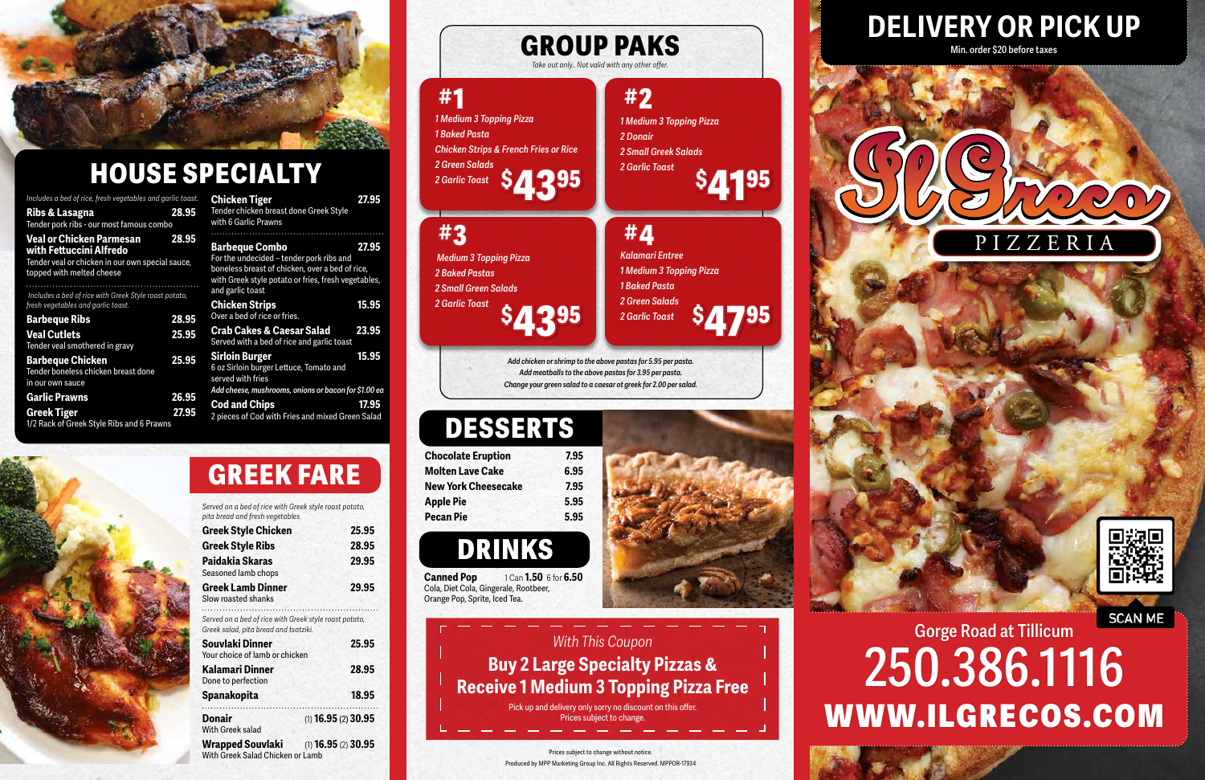# HOUSE SPECIALTY

*Includes a bed of rice, fresh vegetables and garlic toast.*

**Ribs & Lasagna** 28.95
Tender pork ribs - our most famous combo

**Veal or Chicken Parmesan with Fettuccini Alfredo** 28.95
Tender veal or chicken in our own special sauce, topped with melted cheese

*Includes a bed of rice with Greek Style roast potato, fresh vegetables and garlic toast.*

**Barbeque Ribs** 28.95

**Veal Cutlets** 25.95
Tender veal smothered in gravy

**Barbeque Chicken** 25.95
Tender boneless chicken breast done in our own sauce

**Garlic Prawns** 26.95

**Greek Tiger** 27.95
1/2 Rack of Greek Style Ribs and 6 Prawns

**Chicken Tiger** 27.95
Tender chicken breast done Greek Style with 6 Garlic Prawns

**Barbeque Combo** 27.95
For the undecided – tender pork ribs and boneless breast of chicken, over a bed of rice, with Greek style potato or fries, fresh vegetables, and garlic toast

**Chicken Strips** 15.95
Over a bed of rice or fries.

**Crab Cakes & Caesar Salad** 23.95
Served with a bed of rice and garlic toast

**Sirloin Burger** 15.95
6 oz Sirloin burger Lettuce, Tomato and served with fries
*Add cheese, mushrooms, onions or bacon for $1.00 ea*

**Cod and Chips** 17.95
2 pieces of Cod with Fries and mixed Green Salad

# GREEK FARE

*Served on a bed of rice with Greek style roast potato, pita bread and fresh vegetables.*

**Greek Style Chicken** 25.95

**Greek Style Ribs** 28.95

**Paidakia Skaras** 29.95
Seasoned lamb chops

**Greek Lamb Dinner** 29.95
Slow roasted shanks

*Served on a bed of rice with Greek style roast potato, Greek salad, pita bread and tsatziki.*

**Souvlaki Dinner** 25.95
Your choice of lamb or chicken

**Kalamari Dinner** 28.95
Done to perfection

**Spanakopita** 18.95

**Donair** (1) 16.95 (2) 30.95
With Greek salad

**Wrapped Souvlaki** (1) 16.95 (2) 30.95
With Greek Salad Chicken or Lamb

# GROUP PAKS

*Take out only.. Not valid with any other offer.*

## #1 — $43.95
*1 Medium 3 Topping Pizza*
*1 Baked Pasta*
*Chicken Strips & French Fries or Rice*
*2 Green Salads*
*2 Garlic Toast*

## #2 — $41.95
*1 Medium 3 Topping Pizza*
*2 Donair*
*2 Small Greek Salads*
*2 Garlic Toast*

## #3 — $43.95
*Medium 3 Topping Pizza*
*2 Baked Pastas*
*2 Small Green Salads*
*2 Garlic Toast*

## #4 — $47.95
*Kalamari Entree*
*1 Medium 3 Topping Pizza*
*1 Baked Pasta*
*2 Green Salads*
*2 Garlic Toast*

*Add chicken or shrimp to the above pastas for 5.95 per pasta.*
*Add meatballs to the above pastas for 3.95 per pasta.*
*Change your green salad to a caesar ot greek for 2.00 per salad.*

# DESSERTS

| | |
|---|---|
| **Chocolate Eruption** | 7.95 |
| **Molten Lave Cake** | 6.95 |
| **New York Cheesecake** | 7.95 |
| **Apple Pie** | 5.95 |
| **Pecan Pie** | 5.95 |

# DRINKS

**Canned Pop** 1 Can **1.50** 6 for **6.50**
Cola, Diet Cola, Gingerale, Rootbeer, Orange Pop, Sprite, Iced Tea.

*With This Coupon*

**Buy 2 Large Specialty Pizzas & Receive 1 Medium 3 Topping Pizza Free**

Pick up and delivery only sorry no discount on this offer.
Prices subject to change.

Prices subject to change without notice.
Produced by MPP Marketing Group Inc. All Rights Reserved. MPPOR-17934

# DELIVERY OR PICK UP

Min. order $20 before taxes

# Il Greco PIZZERIA

SCAN ME

Gorge Road at Tillicum

**250.386.1116**

**WWW.ILGRECOS.COM**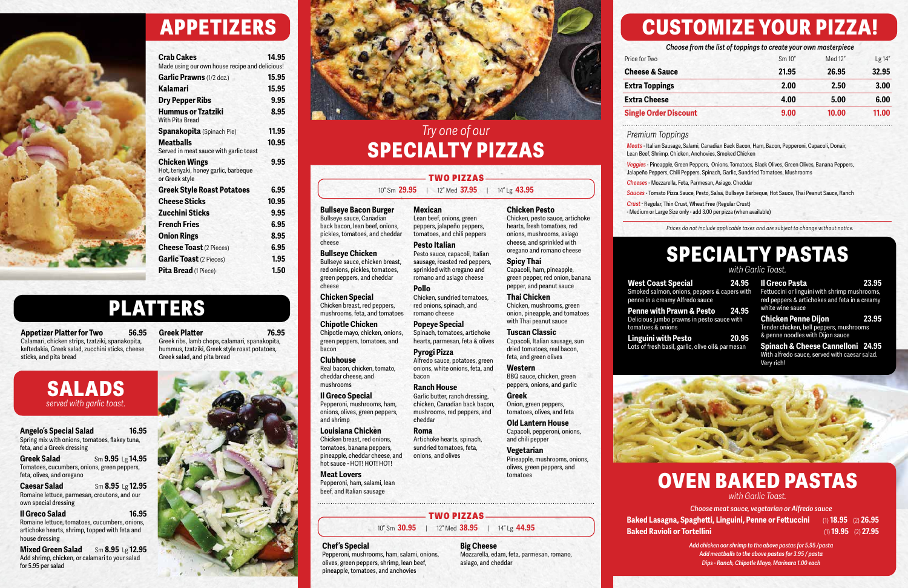# APPETIZERS

| | |
|---|---|
| **Crab Cakes** Made using our own house recipe and delicious! | 14.95 |
| **Garlic Prawns** (1/2 doz.) | 15.95 |
| **Kalamari** | 15.95 |
| **Dry Pepper Ribs** | 9.95 |
| **Hummus or Tzatziki** With Pita Bread | 8.95 |
| **Spanakopita** (Spinach Pie) | 11.95 |
| **Meatballs** Served in meat sauce with garlic toast | 10.95 |
| **Chicken Wings** Hot, teriyaki, honey garlic, barbeque or Greek style | 9.95 |
| **Greek Style Roast Potatoes** | 6.95 |
| **Cheese Sticks** | 10.95 |
| **Zucchini Sticks** | 9.95 |
| **French Fries** | 6.95 |
| **Onion Rings** | 8.95 |
| **Cheese Toast** (2 Pieces) | 6.95 |
| **Garlic Toast** (2 Pieces) | 1.95 |
| **Pita Bread** (1 Piece) | 1.50 |

# PLATTERS

**Appetizer Platter for Two** 56.95
Calamari, chicken strips, tzatziki, spanakopita, keftedakia, Greek salad, zucchini sticks, cheese sticks, and pita bread

**Greek Platter** 76.95
Greek ribs, lamb chops, calamari, spanakopita, hummus, tzatziki, Greek style roast potatoes, Greek salad, and pita bread

# SALADS

*served with garlic toast.*

**Angelo's Special Salad** 16.95
Spring mix with onions, tomatoes, flakey tuna, feta, and a Greek dressing

**Greek Salad** Sm 9.95 Lg 14.95
Tomatoes, cucumbers, onions, green peppers, feta, olives, and oregano

**Caesar Salad** Sm 8.95 Lg 12.95
Romaine lettuce, parmesan, croutons, and our own special dressing

**Il Greco Salad** 16.95
Romaine lettuce, tomatoes, cucumbers, onions, artichoke hearts, shrimp, topped with feta and house dressing

**Mixed Green Salad** Sm 8.95 Lg 12.95
Add shrimp, chicken, or calamari to your salad for 5.95 per salad

*Try one of our*

# SPECIALTY PIZZAS

**TWO PIZZAS**
10" Sm **29.95** | 12" Med **37.95** | 14" Lg **43.95**

**Bullseye Bacon Burger**
Bullseye sauce, Canadian back bacon, lean beef, onions, pickles, tomatoes, and cheddar cheese

**Bullseye Chicken**
Bullseye sauce, chicken breast, red onions, pickles, tomatoes, green peppers, and cheddar cheese

**Chicken Special**
Chicken breast, red peppers, mushrooms, feta, and tomatoes

**Chipotle Chicken**
Chipotle mayo, chicken, onions, green peppers, tomatoes, and bacon

**Clubhouse**
Real bacon, chicken, tomato, cheddar cheese, and mushrooms

**Il Greco Special**
Pepperoni, mushrooms, ham, onions, olives, green peppers, and shrimp

**Louisiana Chicken**
Chicken breast, red onions, tomatoes, banana peppers, pineapple, cheddar cheese, and hot sauce - HOT! HOT! HOT!

**Meat Lovers**
Pepperoni, ham, salami, lean beef, and Italian sausage

**Mexican**
Lean beef, onions, green peppers, jalapeño peppers, tomatoes, and chili peppers

**Pesto Italian**
Pesto sauce, capacoli, Italian sausage, roasted red peppers, sprinkled with oregano and romano and asiago cheese

**Pollo**
Chicken, sundried tomatoes, red onions, spinach, and romano cheese

**Popeye Special**
Spinach, tomatoes, artichoke hearts, parmesan, feta & olives

**Pyrogi Pizza**
Alfredo sauce, potatoes, green onions, white onions, feta, and bacon

**Ranch House**
Garlic butter, ranch dressing, chicken, Canadian back bacon, mushrooms, red peppers, and cheddar

**Roma**
Artichoke hearts, spinach, sundried tomatoes, feta, onions, and olives

**Chicken Pesto**
Chicken, pesto sauce, artichoke hearts, fresh tomatoes, red onions, mushrooms, asiago cheese, and sprinkled with oregano and romano cheese

**Spicy Thai**
Capacoli, ham, pineapple, green pepper, red onion, banana pepper, and peanut sauce

**Thai Chicken**
Chicken, mushrooms, green onion, pineapple, and tomatoes with Thai peanut sauce

**Tuscan Classic**
Capacoli, Italian sausage, sun dried tomatoes, real bacon, feta, and green olives

**Western**
BBQ sauce, chicken, green peppers, onions, and garlic

**Greek**
Onion, green peppers, tomatoes, olives, and feta

**Old Lantern House**
Capacoli, pepperoni, onions, and chili pepper

**Vegetarian**
Pineapple, green peppers, mushrooms, onions, olives, green peppers, and tomatoes

**TWO PIZZAS**
10" Sm **30.95** | 12" Med **38.95** | 14" Lg **44.95**

**Chef's Special**
Pepperoni, mushrooms, ham, salami, onions, olives, green peppers, shrimp, lean beef, pineapple, tomatoes, and anchovies

**Big Cheese**
Mozzarella, edam, feta, parmesan, romano, asiago, and cheddar

# CUSTOMIZE YOUR PIZZA!

*Choose from the list of toppings to create your own masterpiece*

| Price for Two | Sm 10" | Med 12" | Lg 14" |
|---|---|---|---|
| **Cheese & Sauce** | 21.95 | 26.95 | 32.95 |
| **Extra Toppings** | 2.00 | 2.50 | 3.00 |
| **Extra Cheese** | 4.00 | 5.00 | 6.00 |
| **Single Order Discount** | 9.00 | 10.00 | 11.00 |

*Premium Toppings*

*Meats* - Italian Sausage, Salami, Canadian Back Bacon, Ham, Bacon, Pepperoni, Capacoli, Donair, Lean Beef, Shrimp, Chicken, Anchovies, Smoked Chicken

*Veggies* - Pineapple, Green Peppers, Onions, Tomatoes, Black Olives, Green Olives, Banana Peppers, Jalapeño Peppers, Chili Peppers, Spinach, Garlic, Sundried Tomatoes, Mushrooms

*Cheeses* - Mozzarella, Feta, Parmesan, Asiago, Cheddar

*Sauces* - Tomato Pizza Sauce, Pesto, Salsa, Bullseye Barbeque, Hot Sauce, Thai Peanut Sauce, Ranch

*Crust* - Regular, Thin Crust, Wheat Free (Regular Crust)
- Medium or Large Size only - add 3.00 per pizza (when available)

*Prices do not include applicable taxes and are subject to change without notice.*

# SPECIALTY PASTAS

*with Garlic Toast.*

**West Coast Special** 24.95
Smoked salmon, onions, peppers & capers with penne in a creamy Alfredo sauce

**Penne with Prawn & Pesto** 24.95
Delicious jumbo prawns in pesto sauce with tomatoes & onions

**Linguini with Pesto** 20.95
Lots of fresh basil, garlic, olive oil& parmesan

**Il Greco Pasta** 23.95
Fettuccini or linguini with shrimp mushrooms, red peppers & artichokes and feta in a creamy white wine sauce

**Chicken Penne Dijon** 23.95
Tender chicken, bell peppers, mushrooms & penne noodles with Dijon sauce

**Spinach & Cheese Cannelloni** 24.95
With alfredo sauce, served with caesar salad. Very rich!

# OVEN BAKED PASTAS

*with Garlic Toast.*

*Choose meat sauce, vegetarian or Alfredo sauce*

**Baked Lasagna, Spaghetti, Linguini, Penne or Fettuccini** (1) 18.95 (2) 26.95

**Baked Ravioli or Tortellini** (1) 19.95 (2) 27.95

*Add chicken oor shrimp to the above pastas for 5.95 /pasta*
*Add meatballs to the above pastas for 3.95 / pasta*
*Dips - Ranch, Chipotle Mayo, Marinara 1.00 each*